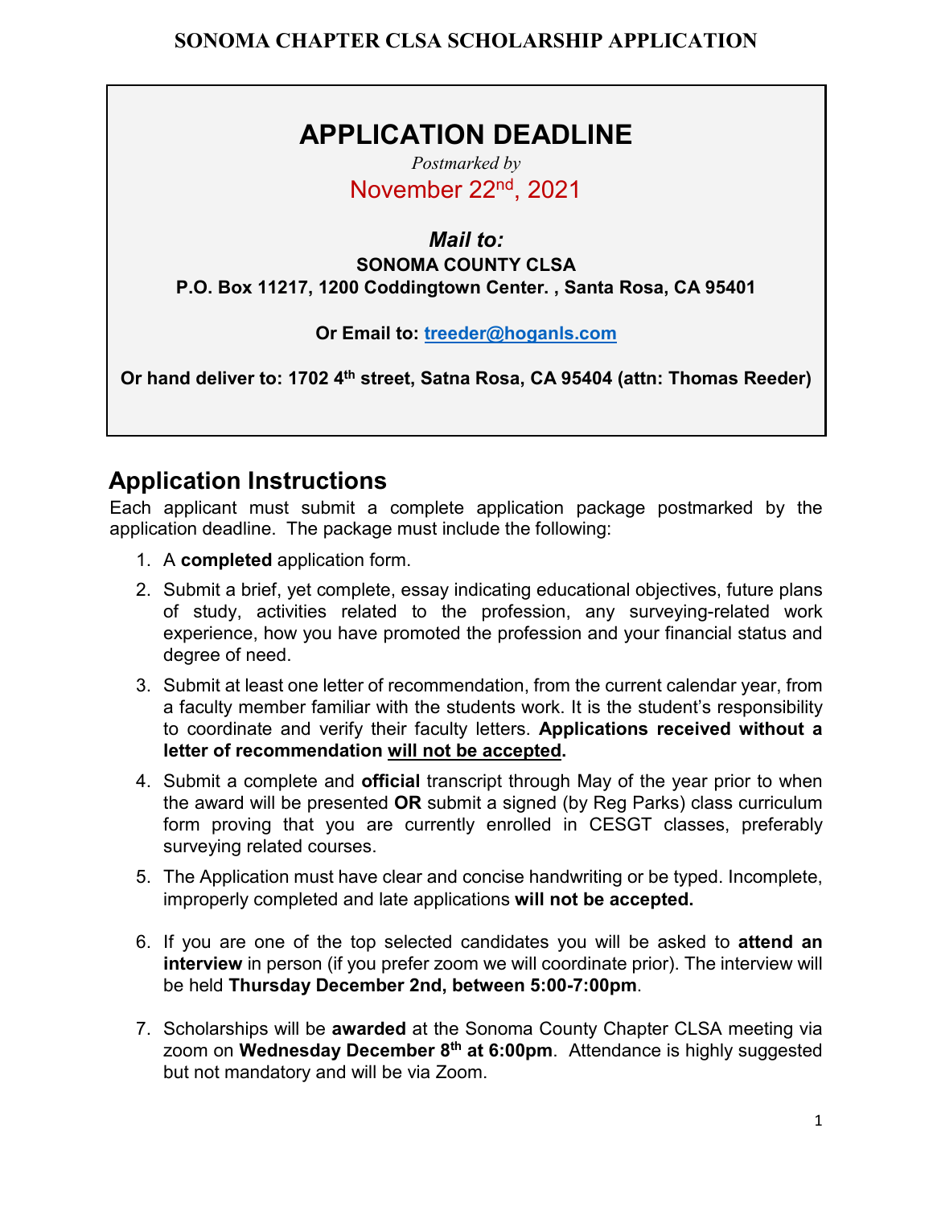# SONOMA CHAPTER CLSA SCHOLARSHIP APPLICATION

## APPLICATION DEADLINE

*Postmarked by*

November 22nd, 2021

***Mail to:***

**SONOMA COUNTY CLSA**

**P.O. Box 11217, 1200 Coddingtown Center. , Santa Rosa, CA 95401**

**Or Email to: treeder@hoganls.com**

**Or hand deliver to: 1702 4th street, Satna Rosa, CA 95404 (attn: Thomas Reeder)**

## Application Instructions

Each applicant must submit a complete application package postmarked by the application deadline. The package must include the following:

1. A **completed** application form.
2. Submit a brief, yet complete, essay indicating educational objectives, future plans of study, activities related to the profession, any surveying-related work experience, how you have promoted the profession and your financial status and degree of need.
3. Submit at least one letter of recommendation, from the current calendar year, from a faculty member familiar with the students work. It is the student's responsibility to coordinate and verify their faculty letters. **Applications received without a letter of recommendation <u>will not be accepted</u>.**
4. Submit a complete and **official** transcript through May of the year prior to when the award will be presented **OR** submit a signed (by Reg Parks) class curriculum form proving that you are currently enrolled in CESGT classes, preferably surveying related courses.
5. The Application must have clear and concise handwriting or be typed. Incomplete, improperly completed and late applications **will not be accepted.**
6. If you are one of the top selected candidates you will be asked to **attend an interview** in person (if you prefer zoom we will coordinate prior). The interview will be held **Thursday December 2nd, between 5:00-7:00pm**.
7. Scholarships will be **awarded** at the Sonoma County Chapter CLSA meeting via zoom on **Wednesday December 8th at 6:00pm**. Attendance is highly suggested but not mandatory and will be via Zoom.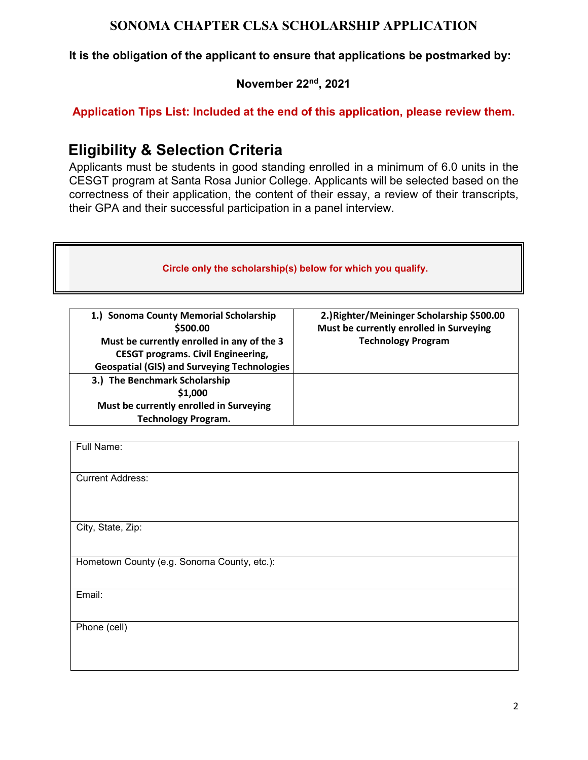# SONOMA CHAPTER CLSA SCHOLARSHIP APPLICATION

**It is the obligation of the applicant to ensure that applications be postmarked by:**

**November 22nd, 2021**

**Application Tips List: Included at the end of this application, please review them.**

## Eligibility & Selection Criteria

Applicants must be students in good standing enrolled in a minimum of 6.0 units in the CESGT program at Santa Rosa Junior College. Applicants will be selected based on the correctness of their application, the content of their essay, a review of their transcripts, their GPA and their successful participation in a panel interview.

**Circle only the scholarship(s) below for which you qualify.**

| | |
|---|---|
| **1.) Sonoma County Memorial Scholarship $500.00 Must be currently enrolled in any of the 3 CESGT programs. Civil Engineering, Geospatial (GIS) and Surveying Technologies** | **2.) Righter/Meininger Scholarship $500.00 Must be currently enrolled in Surveying Technology Program** |
| **3.) The Benchmark Scholarship $1,000 Must be currently enrolled in Surveying Technology Program.** | |

| |
|---|
| Full Name: |
| Current Address: |
| City, State, Zip: |
| Hometown County (e.g. Sonoma County, etc.): |
| Email: |
| Phone (cell) |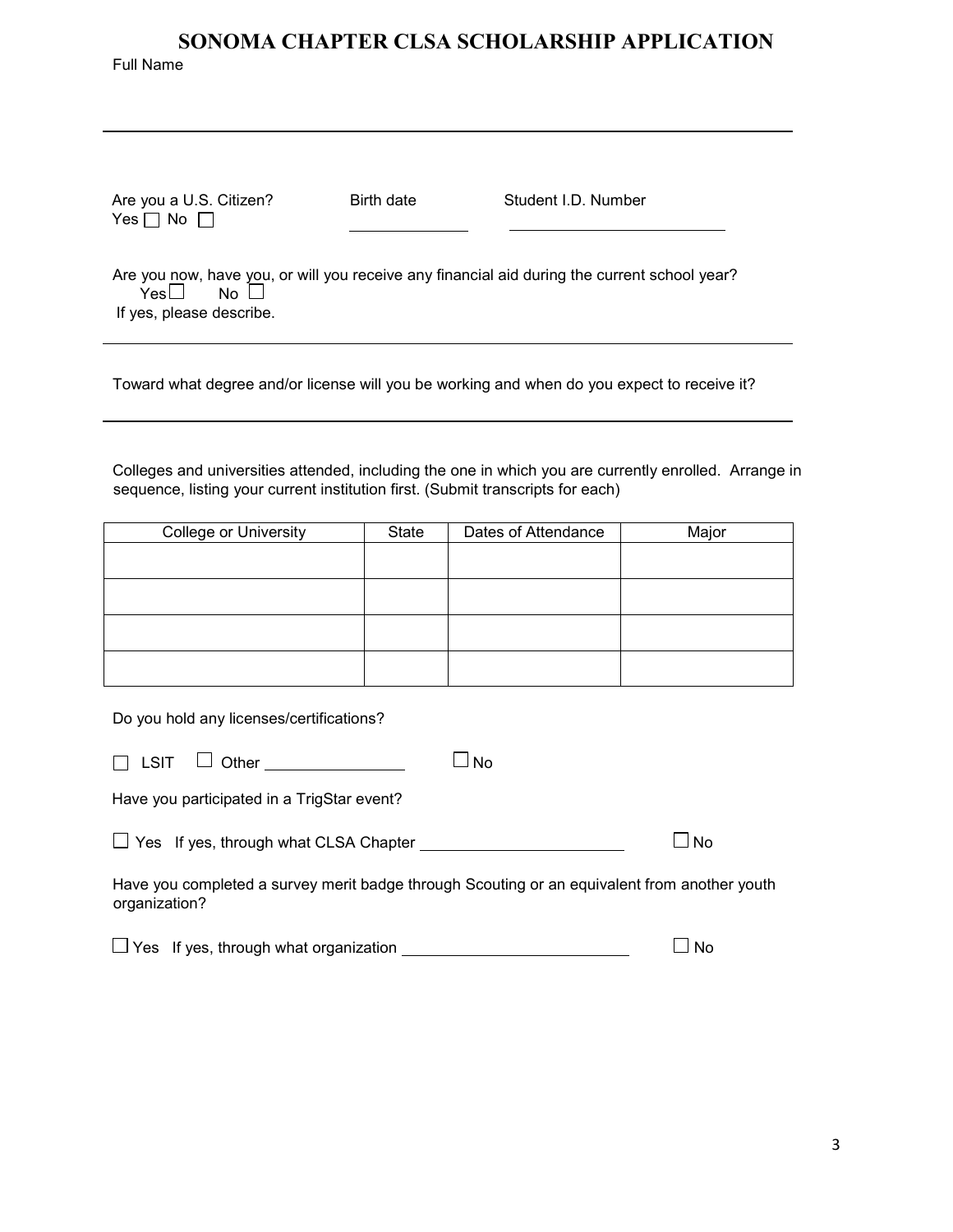# SONOMA CHAPTER CLSA SCHOLARSHIP APPLICATION

Full Name

______________________________________________________________________

Are you a U.S. Citizen?  
Yes ☐ No ☐

Birth date ______________

Student I.D. Number ______________________________

Are you now, have you, or will you receive any financial aid during the current school year?  
Yes ☐ No ☐  
If yes, please describe.

______________________________________________________________________

Toward what degree and/or license will you be working and when do you expect to receive it?

______________________________________________________________________

Colleges and universities attended, including the one in which you are currently enrolled. Arrange in sequence, listing your current institution first. (Submit transcripts for each)

| College or University | State | Dates of Attendance | Major |
|---|---|---|---|
| | | | |
| | | | |
| | | | |
| | | | |

Do you hold any licenses/certifications?

☐ LSIT ☐ Other ________________ ☐ No

Have you participated in a TrigStar event?

☐ Yes If yes, through what CLSA Chapter ______________________ ☐ No

Have you completed a survey merit badge through Scouting or an equivalent from another youth organization?

☐ Yes If yes, through what organization ______________________ ☐ No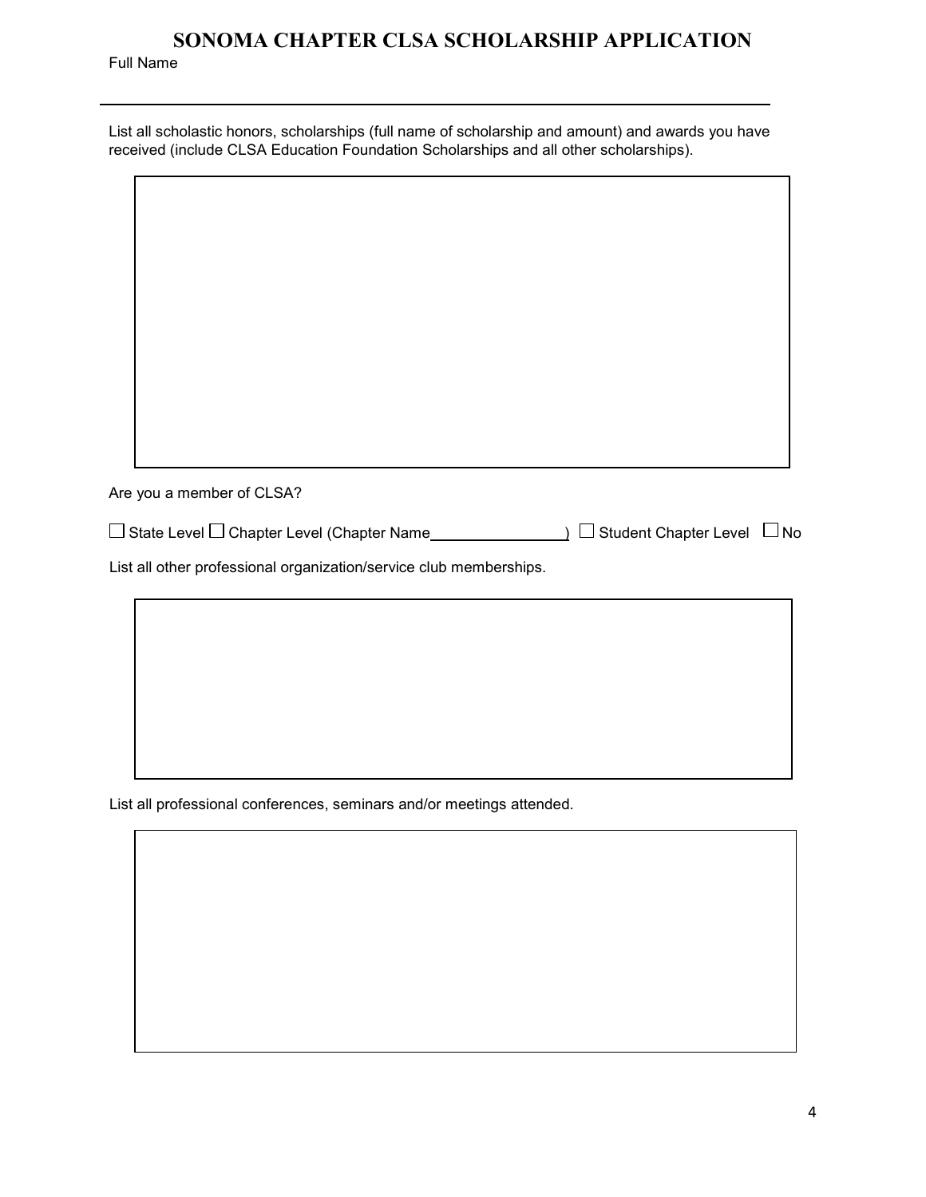# SONOMA CHAPTER CLSA SCHOLARSHIP APPLICATION

Full Name

______________________________________________________________

List all scholastic honors, scholarships (full name of scholarship and amount) and awards you have received (include CLSA Education Foundation Scholarships and all other scholarships).

Are you a member of CLSA?

☐ State Level ☐ Chapter Level (Chapter Name________________) ☐ Student Chapter Level ☐ No

List all other professional organization/service club memberships.

List all professional conferences, seminars and/or meetings attended.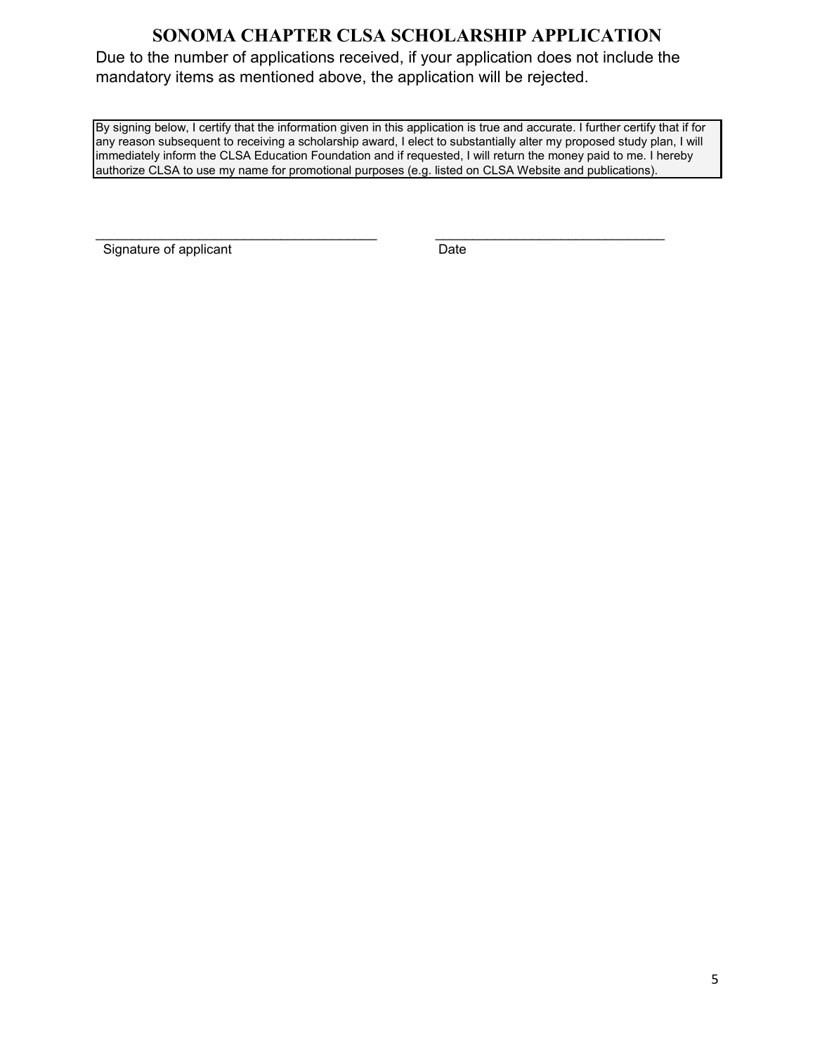# SONOMA CHAPTER CLSA SCHOLARSHIP APPLICATION

Due to the number of applications received, if your application does not include the mandatory items as mentioned above, the application will be rejected.

> By signing below, I certify that the information given in this application is true and accurate. I further certify that if for any reason subsequent to receiving a scholarship award, I elect to substantially alter my proposed study plan, I will immediately inform the CLSA Education Foundation and if requested, I will return the money paid to me. I hereby authorize CLSA to use my name for promotional purposes (e.g. listed on CLSA Website and publications).

_______________________________________  _______________________________

Signature of applicant  Date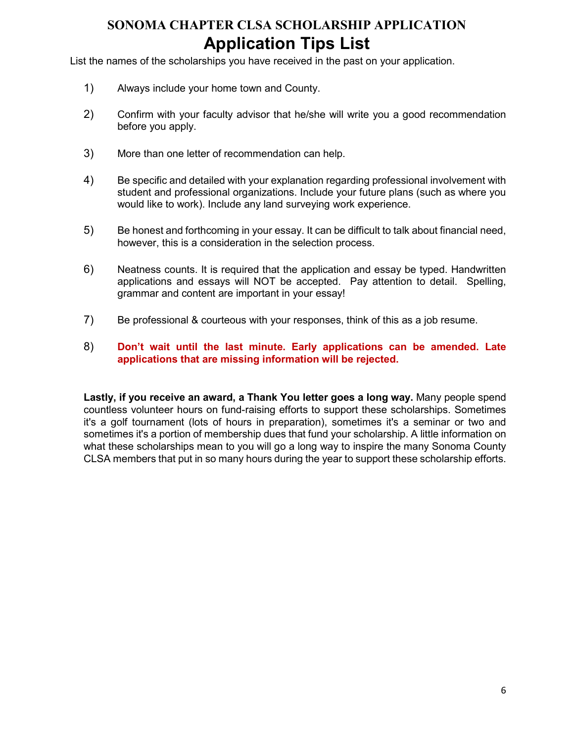# SONOMA CHAPTER CLSA SCHOLARSHIP APPLICATION

## Application Tips List

List the names of the scholarships you have received in the past on your application.

1) Always include your home town and County.

2) Confirm with your faculty advisor that he/she will write you a good recommendation before you apply.

3) More than one letter of recommendation can help.

4) Be specific and detailed with your explanation regarding professional involvement with student and professional organizations. Include your future plans (such as where you would like to work). Include any land surveying work experience.

5) Be honest and forthcoming in your essay. It can be difficult to talk about financial need, however, this is a consideration in the selection process.

6) Neatness counts. It is required that the application and essay be typed. Handwritten applications and essays will NOT be accepted. Pay attention to detail. Spelling, grammar and content are important in your essay!

7) Be professional & courteous with your responses, think of this as a job resume.

8) **Don't wait until the last minute. Early applications can be amended. Late applications that are missing information will be rejected.**

**Lastly, if you receive an award, a Thank You letter goes a long way.** Many people spend countless volunteer hours on fund-raising efforts to support these scholarships. Sometimes it's a golf tournament (lots of hours in preparation), sometimes it's a seminar or two and sometimes it's a portion of membership dues that fund your scholarship. A little information on what these scholarships mean to you will go a long way to inspire the many Sonoma County CLSA members that put in so many hours during the year to support these scholarship efforts.